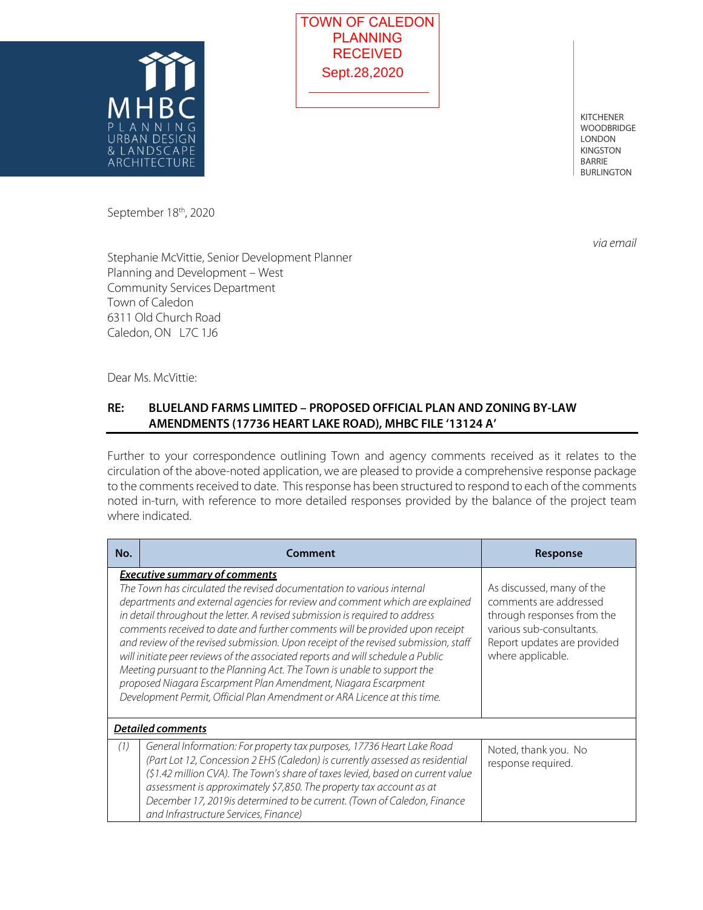MHBC PLANNING URBAN DESIGN & LANDSCAPE ARCHITECTURE

TOWN OF CALEDON
PLANNING
RECEIVED
Sept.28,2020

KITCHENER
WOODBRIDGE
LONDON
KINGSTON
BARRIE
BURLINGTON

September 18th, 2020

*via email*

Stephanie McVittie, Senior Development Planner
Planning and Development – West
Community Services Department
Town of Caledon
6311 Old Church Road
Caledon, ON L7C 1J6

Dear Ms. McVittie:

**RE: BLUELAND FARMS LIMITED – PROPOSED OFFICIAL PLAN AND ZONING BY-LAW AMENDMENTS (17736 HEART LAKE ROAD), MHBC FILE '13124 A'**

Further to your correspondence outlining Town and agency comments received as it relates to the circulation of the above-noted application, we are pleased to provide a comprehensive response package to the comments received to date. This response has been structured to respond to each of the comments noted in-turn, with reference to more detailed responses provided by the balance of the project team where indicated.

| No. | Comment | Response |
|---|---|---|
| | ***Executive summary of comments*** *The Town has circulated the revised documentation to various internal departments and external agencies for review and comment which are explained in detail throughout the letter. A revised submission is required to address comments received to date and further comments will be provided upon receipt and review of the revised submission. Upon receipt of the revised submission, staff will initiate peer reviews of the associated reports and will schedule a Public Meeting pursuant to the Planning Act. The Town is unable to support the proposed Niagara Escarpment Plan Amendment, Niagara Escarpment Development Permit, Official Plan Amendment or ARA Licence at this time.* | As discussed, many of the comments are addressed through responses from the various sub-consultants. Report updates are provided where applicable. |
| | ***Detailed comments*** | |
| *(1)* | *General Information: For property tax purposes, 17736 Heart Lake Road (Part Lot 12, Concession 2 EHS (Caledon) is currently assessed as residential ($1.42 million CVA). The Town's share of taxes levied, based on current value assessment is approximately $7,850. The property tax account as at December 17, 2019is determined to be current. (Town of Caledon, Finance and Infrastructure Services, Finance)* | Noted, thank you. No response required. |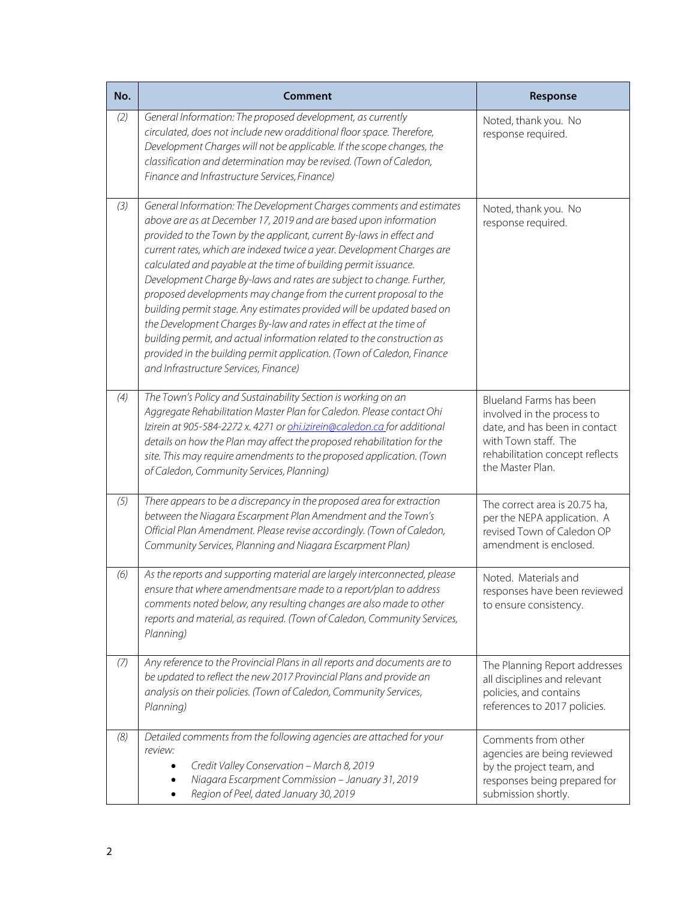| No. | Comment | Response |
| --- | --- | --- |
| *(2)* | *General Information: The proposed development, as currently circulated, does not include new oradditional floor space. Therefore, Development Charges will not be applicable. If the scope changes, the classification and determination may be revised. (Town of Caledon, Finance and Infrastructure Services, Finance)* | Noted, thank you. No response required. |
| *(3)* | *General Information: The Development Charges comments and estimates above are as at December 17, 2019 and are based upon information provided to the Town by the applicant, current By-laws in effect and current rates, which are indexed twice a year. Development Charges are calculated and payable at the time of building permit issuance. Development Charge By-laws and rates are subject to change. Further, proposed developments may change from the current proposal to the building permit stage. Any estimates provided will be updated based on the Development Charges By-law and rates in effect at the time of building permit, and actual information related to the construction as provided in the building permit application. (Town of Caledon, Finance and Infrastructure Services, Finance)* | Noted, thank you. No response required. |
| *(4)* | *The Town's Policy and Sustainability Section is working on an Aggregate Rehabilitation Master Plan for Caledon. Please contact Ohi Izirein at 905-584-2272 x. 4271 or [ohi.izirein@caledon.ca](mailto:ohi.izirein@caledon.ca) for additional details on how the Plan may affect the proposed rehabilitation for the site. This may require amendments to the proposed application. (Town of Caledon, Community Services, Planning)* | Blueland Farms has been involved in the process to date, and has been in contact with Town staff. The rehabilitation concept reflects the Master Plan. |
| *(5)* | *There appears to be a discrepancy in the proposed area for extraction between the Niagara Escarpment Plan Amendment and the Town's Official Plan Amendment. Please revise accordingly. (Town of Caledon, Community Services, Planning and Niagara Escarpment Plan)* | The correct area is 20.75 ha, per the NEPA application. A revised Town of Caledon OP amendment is enclosed. |
| *(6)* | *As the reports and supporting material are largely interconnected, please ensure that where amendmentsare made to a report/plan to address comments noted below, any resulting changes are also made to other reports and material, as required. (Town of Caledon, Community Services, Planning)* | Noted. Materials and responses have been reviewed to ensure consistency. |
| *(7)* | *Any reference to the Provincial Plans in all reports and documents are to be updated to reflect the new 2017 Provincial Plans and provide an analysis on their policies. (Town of Caledon, Community Services, Planning)* | The Planning Report addresses all disciplines and relevant policies, and contains references to 2017 policies. |
| *(8)* | *Detailed comments from the following agencies are attached for your review:*<br>• *Credit Valley Conservation – March 8, 2019*<br>• *Niagara Escarpment Commission – January 31, 2019*<br>• *Region of Peel, dated January 30, 2019* | Comments from other agencies are being reviewed by the project team, and responses being prepared for submission shortly. |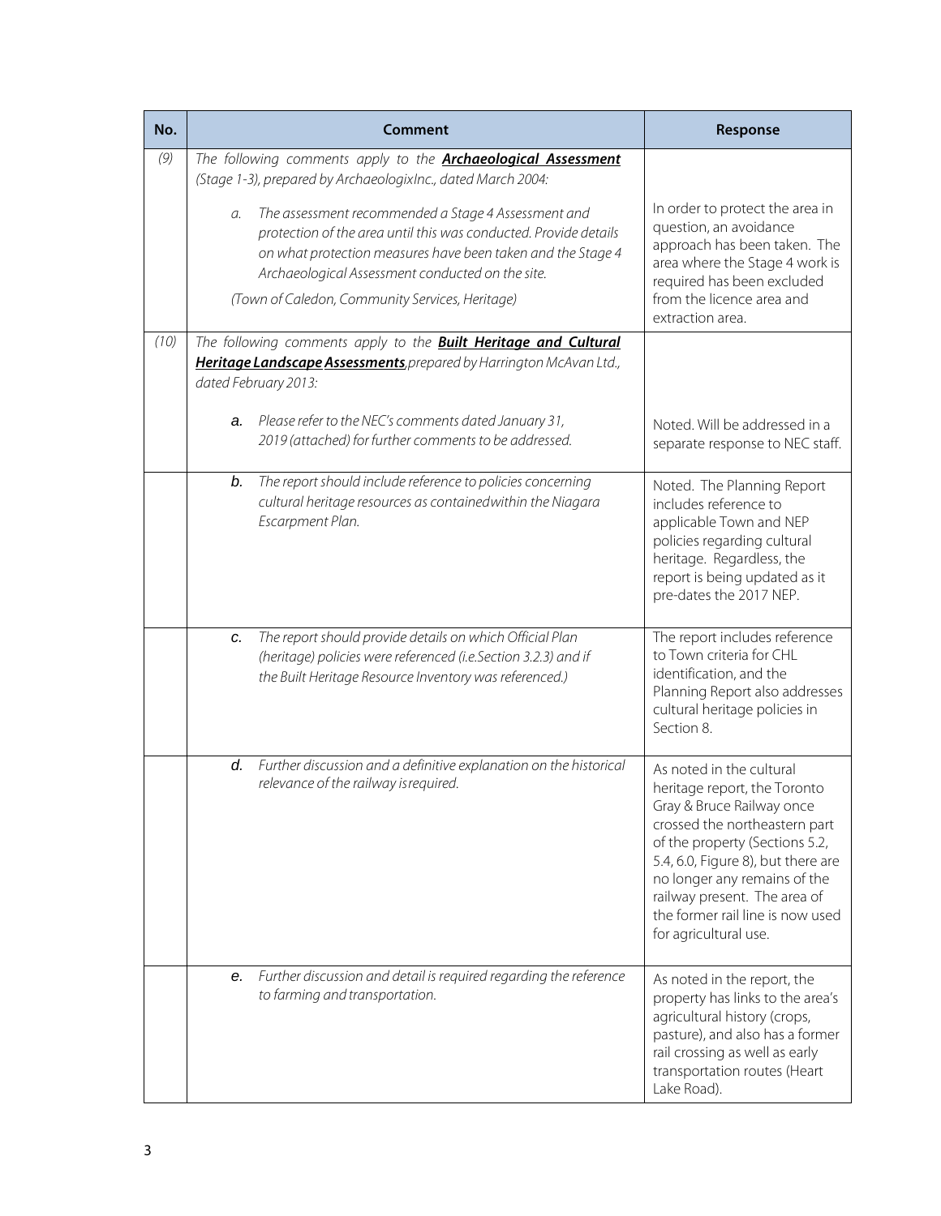| No. | Comment | Response |
|---|---|---|
| (9) | *The following comments apply to the* ***Archaeological Assessment*** *(Stage 1-3), prepared by ArchaeologixInc., dated March 2004:* | |
| | a. *The assessment recommended a Stage 4 Assessment and protection of the area until this was conducted. Provide details on what protection measures have been taken and the Stage 4 Archaeological Assessment conducted on the site.* *(Town of Caledon, Community Services, Heritage)* | In order to protect the area in question, an avoidance approach has been taken. The area where the Stage 4 work is required has been excluded from the licence area and extraction area. |
| (10) | *The following comments apply to the* ***Built Heritage and Cultural Heritage Landscape Assessments****, prepared by Harrington McAvan Ltd., dated February 2013:* | |
| | a. *Please refer to the NEC's comments dated January 31, 2019 (attached) for further comments to be addressed.* | Noted. Will be addressed in a separate response to NEC staff. |
| | b. *The report should include reference to policies concerning cultural heritage resources as containedwithin the Niagara Escarpment Plan.* | Noted. The Planning Report includes reference to applicable Town and NEP policies regarding cultural heritage. Regardless, the report is being updated as it pre-dates the 2017 NEP. |
| | c. *The report should provide details on which Official Plan (heritage) policies were referenced (i.e.Section 3.2.3) and if the Built Heritage Resource Inventory was referenced.)* | The report includes reference to Town criteria for CHL identification, and the Planning Report also addresses cultural heritage policies in Section 8. |
| | d. *Further discussion and a definitive explanation on the historical relevance of the railway isrequired.* | As noted in the cultural heritage report, the Toronto Gray & Bruce Railway once crossed the northeastern part of the property (Sections 5.2, 5.4, 6.0, Figure 8), but there are no longer any remains of the railway present. The area of the former rail line is now used for agricultural use. |
| | e. *Further discussion and detail is required regarding the reference to farming and transportation.* | As noted in the report, the property has links to the area's agricultural history (crops, pasture), and also has a former rail crossing as well as early transportation routes (Heart Lake Road). |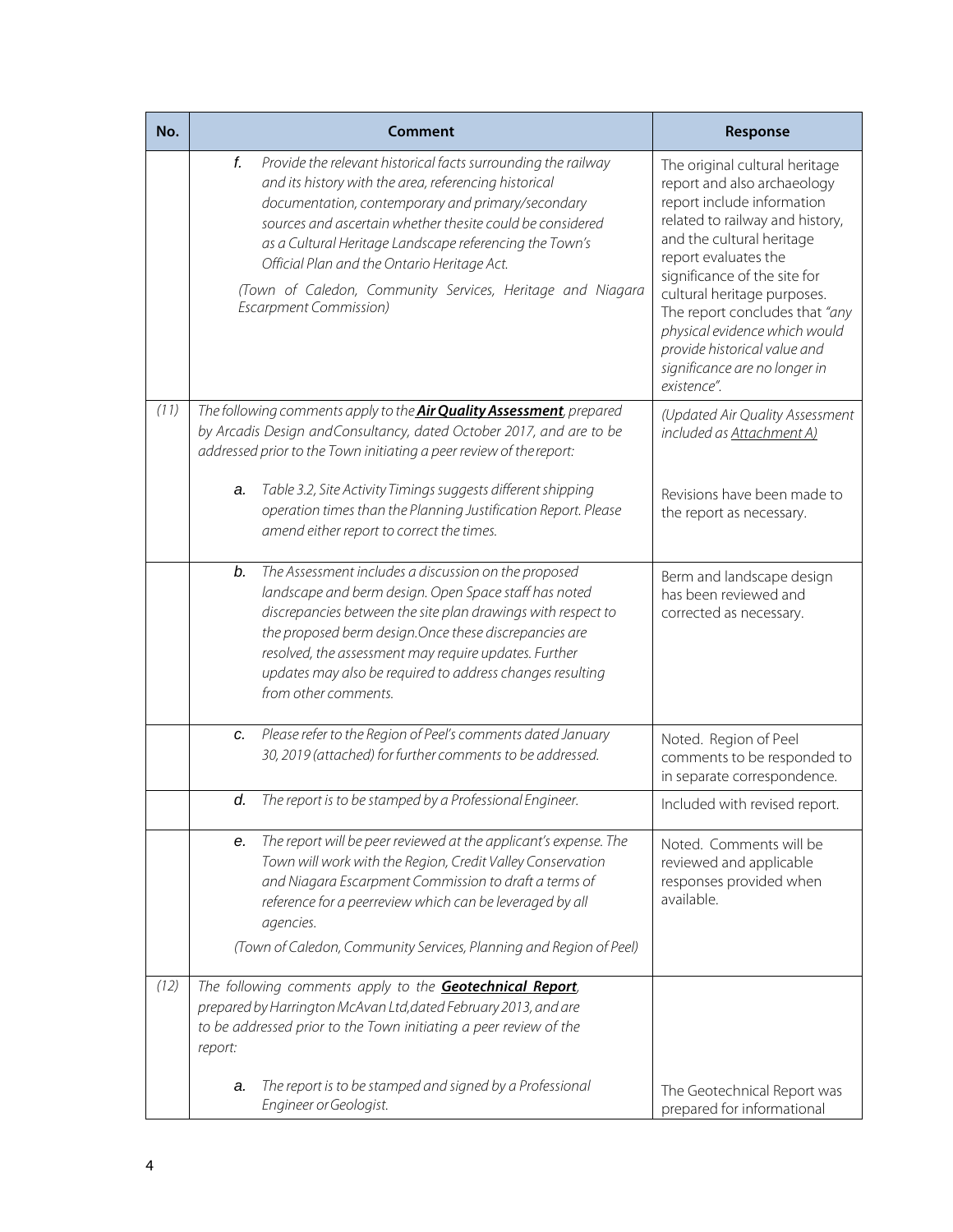| No. | Comment | Response |
|---|---|---|
| | *f. Provide the relevant historical facts surrounding the railway and its history with the area, referencing historical documentation, contemporary and primary/secondary sources and ascertain whether thesite could be considered as a Cultural Heritage Landscape referencing the Town's Official Plan and the Ontario Heritage Act.*<br><br>*(Town of Caledon, Community Services, Heritage and Niagara Escarpment Commission)* | The original cultural heritage report and also archaeology report include information related to railway and history, and the cultural heritage report evaluates the significance of the site for cultural heritage purposes. The report concludes that *"any physical evidence which would provide historical value and significance are no longer in existence".* |
| *(11)* | *The following comments apply to the* ***Air Quality Assessment****, prepared by Arcadis Design andConsultancy, dated October 2017, and are to be addressed prior to the Town initiating a peer review of the report:*<br><br>*a. Table 3.2, Site Activity Timings suggests different shipping operation times than the Planning Justification Report. Please amend either report to correct the times.* | *(Updated Air Quality Assessment included as Attachment A)*<br><br>Revisions have been made to the report as necessary. |
| | *b. The Assessment includes a discussion on the proposed landscape and berm design. Open Space staff has noted discrepancies between the site plan drawings with respect to the proposed berm design.Once these discrepancies are resolved, the assessment may require updates. Further updates may also be required to address changes resulting from other comments.* | Berm and landscape design has been reviewed and corrected as necessary. |
| | *c. Please refer to the Region of Peel's comments dated January 30, 2019 (attached) for further comments to be addressed.* | Noted. Region of Peel comments to be responded to in separate correspondence. |
| | *d. The report is to be stamped by a Professional Engineer.* | Included with revised report. |
| | *e. The report will be peer reviewed at the applicant's expense. The Town will work with the Region, Credit Valley Conservation and Niagara Escarpment Commission to draft a terms of reference for a peerreview which can be leveraged by all agencies.*<br><br>*(Town of Caledon, Community Services, Planning and Region of Peel)* | Noted. Comments will be reviewed and applicable responses provided when available. |
| *(12)* | *The following comments apply to the* ***Geotechnical Report****, prepared by Harrington McAvan Ltd,dated February 2013, and are to be addressed prior to the Town initiating a peer review of the report:*<br><br>*a. The report is to be stamped and signed by a Professional Engineer or Geologist.* | The Geotechnical Report was prepared for informational |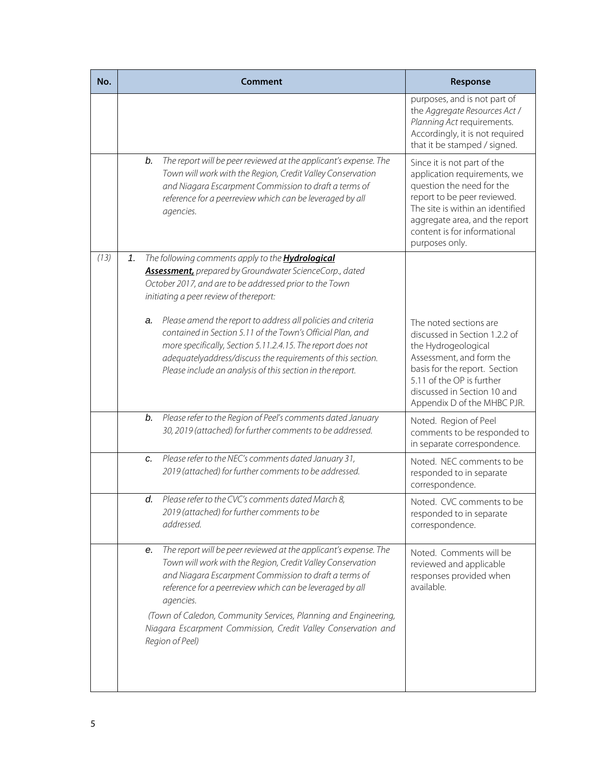| No. | Comment | Response |
|---|---|---|
| | | purposes, and is not part of the *Aggregate Resources Act / Planning Act* requirements. Accordingly, it is not required that it be stamped / signed. |
| | *b. The report will be peer reviewed at the applicant's expense. The Town will work with the Region, Credit Valley Conservation and Niagara Escarpment Commission to draft a terms of reference for a peerreview which can be leveraged by all agencies.* | Since it is not part of the application requirements, we question the need for the report to be peer reviewed. The site is within an identified aggregate area, and the report content is for informational purposes only. |
| *(13)* | *1. The following comments apply to the **Hydrological Assessment,** prepared by Groundwater ScienceCorp., dated October 2017, and are to be addressed prior to the Town initiating a peer review of thereport:* <br><br> *a. Please amend the report to address all policies and criteria contained in Section 5.11 of the Town's Official Plan, and more specifically, Section 5.11.2.4.15. The report does not adequatelyaddress/discuss the requirements of this section. Please include an analysis of this section in the report.* | The noted sections are discussed in Section 1.2.2 of the Hydrogeological Assessment, and form the basis for the report. Section 5.11 of the OP is further discussed in Section 10 and Appendix D of the MHBC PJR. |
| | *b. Please refer to the Region of Peel's comments dated January 30, 2019 (attached) for further comments to be addressed.* | Noted. Region of Peel comments to be responded to in separate correspondence. |
| | *c. Please refer to the NEC's comments dated January 31, 2019 (attached) for further comments to be addressed.* | Noted. NEC comments to be responded to in separate correspondence. |
| | *d. Please refer to the CVC's comments dated March 8, 2019 (attached) for further comments to be addressed.* | Noted. CVC comments to be responded to in separate correspondence. |
| | *e. The report will be peer reviewed at the applicant's expense. The Town will work with the Region, Credit Valley Conservation and Niagara Escarpment Commission to draft a terms of reference for a peerreview which can be leveraged by all agencies.* <br><br> *(Town of Caledon, Community Services, Planning and Engineering, Niagara Escarpment Commission, Credit Valley Conservation and Region of Peel)* | Noted. Comments will be reviewed and applicable responses provided when available. |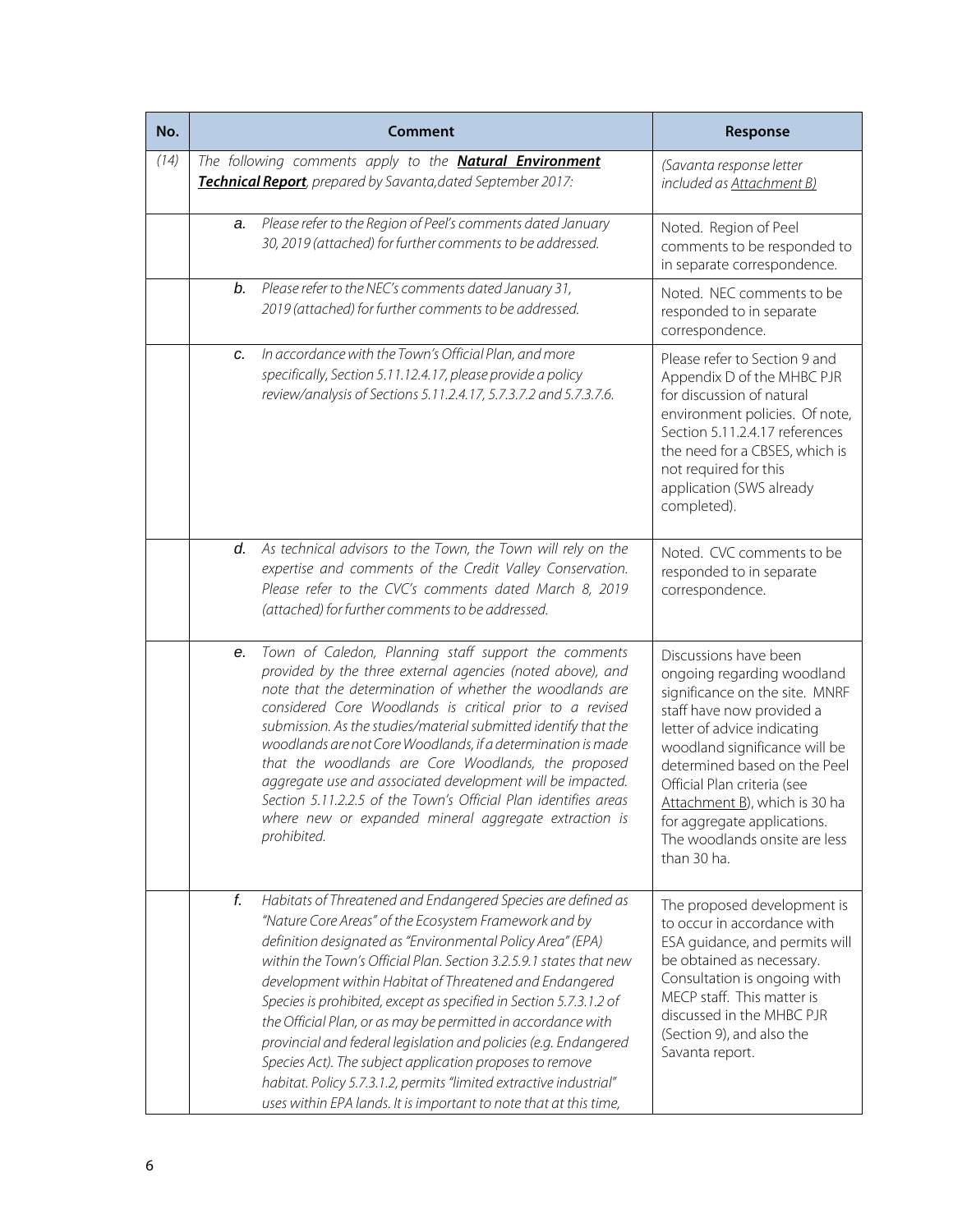| No. | Comment | Response |
|---|---|---|
| (14) | *The following comments apply to the* ***Natural Environment Technical Report****, prepared by Savanta, dated September 2017:* | *(Savanta response letter included as Attachment B)* |
| | a. *Please refer to the Region of Peel's comments dated January 30, 2019 (attached) for further comments to be addressed.* | Noted. Region of Peel comments to be responded to in separate correspondence. |
| | b. *Please refer to the NEC's comments dated January 31, 2019 (attached) for further comments to be addressed.* | Noted. NEC comments to be responded to in separate correspondence. |
| | c. *In accordance with the Town's Official Plan, and more specifically, Section 5.11.12.4.17, please provide a policy review/analysis of Sections 5.11.2.4.17, 5.7.3.7.2 and 5.7.3.7.6.* | Please refer to Section 9 and Appendix D of the MHBC PJR for discussion of natural environment policies. Of note, Section 5.11.2.4.17 references the need for a CBSES, which is not required for this application (SWS already completed). |
| | d. *As technical advisors to the Town, the Town will rely on the expertise and comments of the Credit Valley Conservation. Please refer to the CVC's comments dated March 8, 2019 (attached) for further comments to be addressed.* | Noted. CVC comments to be responded to in separate correspondence. |
| | e. *Town of Caledon, Planning staff support the comments provided by the three external agencies (noted above), and note that the determination of whether the woodlands are considered Core Woodlands is critical prior to a revised submission. As the studies/material submitted identify that the woodlands are not Core Woodlands, if a determination is made that the woodlands are Core Woodlands, the proposed aggregate use and associated development will be impacted. Section 5.11.2.2.5 of the Town's Official Plan identifies areas where new or expanded mineral aggregate extraction is prohibited.* | Discussions have been ongoing regarding woodland significance on the site. MNRF staff have now provided a letter of advice indicating woodland significance will be determined based on the Peel Official Plan criteria (see Attachment B), which is 30 ha for aggregate applications. The woodlands onsite are less than 30 ha. |
| | f. *Habitats of Threatened and Endangered Species are defined as "Nature Core Areas" of the Ecosystem Framework and by definition designated as "Environmental Policy Area" (EPA) within the Town's Official Plan. Section 3.2.5.9.1 states that new development within Habitat of Threatened and Endangered Species is prohibited, except as specified in Section 5.7.3.1.2 of the Official Plan, or as may be permitted in accordance with provincial and federal legislation and policies (e.g. Endangered Species Act). The subject application proposes to remove habitat. Policy 5.7.3.1.2, permits "limited extractive industrial" uses within EPA lands. It is important to note that at this time,* | The proposed development is to occur in accordance with ESA guidance, and permits will be obtained as necessary. Consultation is ongoing with MECP staff. This matter is discussed in the MHBC PJR (Section 9), and also the Savanta report. |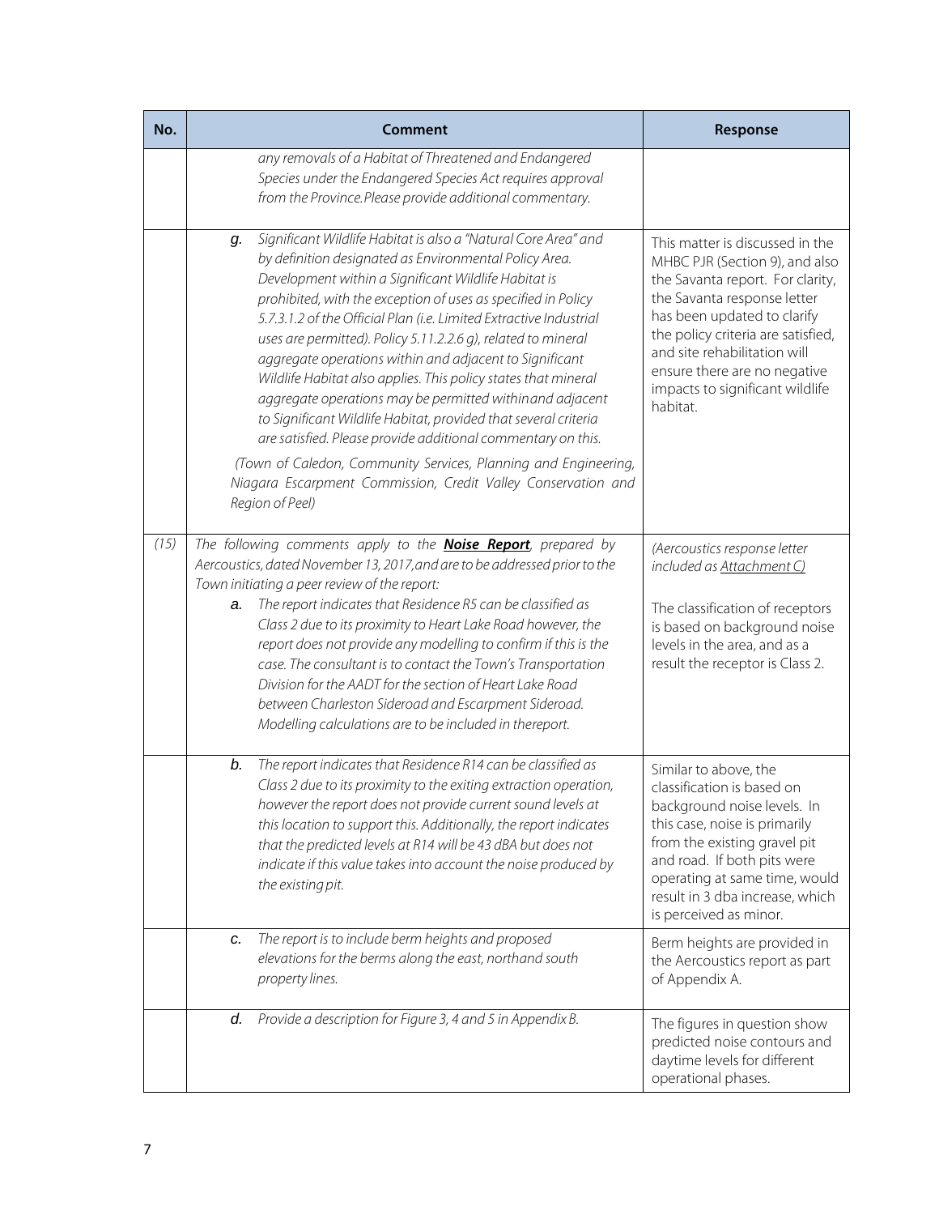| No. | Comment | Response |
|---|---|---|
| | *any removals of a Habitat of Threatened and Endangered Species under the Endangered Species Act requires approval from the Province.Please provide additional commentary.* | |
| | *g. Significant Wildlife Habitat is also a "Natural Core Area" and by definition designated as Environmental Policy Area. Development within a Significant Wildlife Habitat is prohibited, with the exception of uses as specified in Policy 5.7.3.1.2 of the Official Plan (i.e. Limited Extractive Industrial uses are permitted). Policy 5.11.2.2.6 g), related to mineral aggregate operations within and adjacent to Significant Wildlife Habitat also applies. This policy states that mineral aggregate operations may be permitted withinand adjacent to Significant Wildlife Habitat, provided that several criteria are satisfied. Please provide additional commentary on this.*<br><br>*(Town of Caledon, Community Services, Planning and Engineering, Niagara Escarpment Commission, Credit Valley Conservation and Region of Peel)* | This matter is discussed in the MHBC PJR (Section 9), and also the Savanta report. For clarity, the Savanta response letter has been updated to clarify the policy criteria are satisfied, and site rehabilitation will ensure there are no negative impacts to significant wildlife habitat. |
| *(15)* | *The following comments apply to the* ***Noise Report****, prepared by Aercoustics, dated November 13, 2017,and are to be addressed prior to the Town initiating a peer review of the report:*<br><br>*a. The report indicates that Residence R5 can be classified as Class 2 due to its proximity to Heart Lake Road however, the report does not provide any modelling to confirm if this is the case. The consultant is to contact the Town's Transportation Division for the AADT for the section of Heart Lake Road between Charleston Sideroad and Escarpment Sideroad. Modelling calculations are to be included in thereport.* | *(Aercoustics response letter included as Attachment C)*<br><br>The classification of receptors is based on background noise levels in the area, and as a result the receptor is Class 2. |
| | *b. The report indicates that Residence R14 can be classified as Class 2 due to its proximity to the exiting extraction operation, however the report does not provide current sound levels at this location to support this. Additionally, the report indicates that the predicted levels at R14 will be 43 dBA but does not indicate if this value takes into account the noise produced by the existing pit.* | Similar to above, the classification is based on background noise levels. In this case, noise is primarily from the existing gravel pit and road. If both pits were operating at same time, would result in 3 dba increase, which is perceived as minor. |
| | *c. The report is to include berm heights and proposed elevations for the berms along the east, northand south property lines.* | Berm heights are provided in the Aercoustics report as part of Appendix A. |
| | *d. Provide a description for Figure 3, 4 and 5 in Appendix B.* | The figures in question show predicted noise contours and daytime levels for different operational phases. |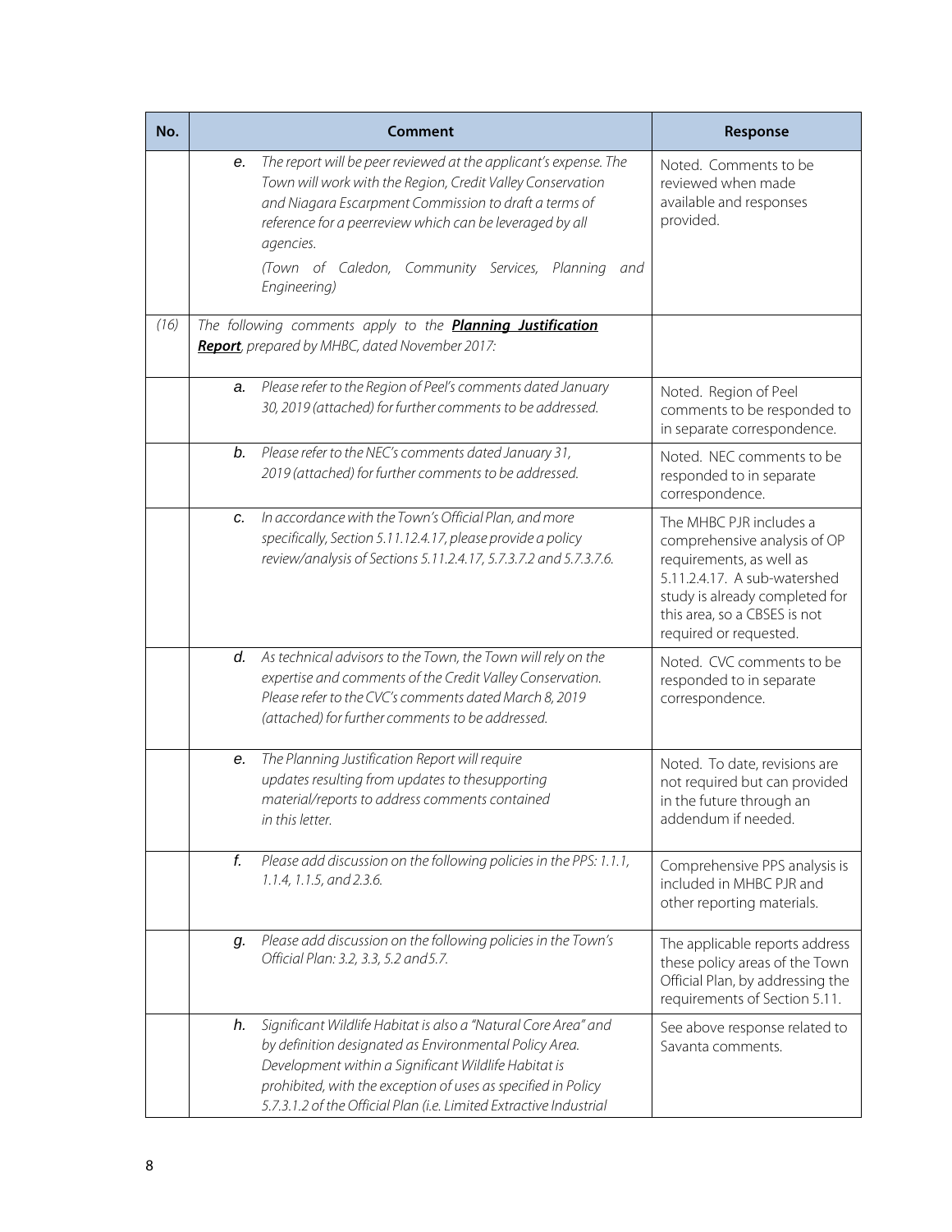| No. | Comment | Response |
|---|---|---|
| | *e.* *The report will be peer reviewed at the applicant's expense. The Town will work with the Region, Credit Valley Conservation and Niagara Escarpment Commission to draft a terms of reference for a peerreview which can be leveraged by all agencies.*<br><br>*(Town of Caledon, Community Services, Planning and Engineering)* | Noted. Comments to be reviewed when made available and responses provided. |
| *(16)* | *The following comments apply to the* ***Planning Justification Report****, prepared by MHBC, dated November 2017:* | |
| | *a.* *Please refer to the Region of Peel's comments dated January 30, 2019 (attached) for further comments to be addressed.* | Noted. Region of Peel comments to be responded to in separate correspondence. |
| | *b.* *Please refer to the NEC's comments dated January 31, 2019 (attached) for further comments to be addressed.* | Noted. NEC comments to be responded to in separate correspondence. |
| | *c.* *In accordance with the Town's Official Plan, and more specifically, Section 5.11.12.4.17, please provide a policy review/analysis of Sections 5.11.2.4.17, 5.7.3.7.2 and 5.7.3.7.6.* | The MHBC PJR includes a comprehensive analysis of OP requirements, as well as 5.11.2.4.17. A sub-watershed study is already completed for this area, so a CBSES is not required or requested. |
| | *d.* *As technical advisors to the Town, the Town will rely on the expertise and comments of the Credit Valley Conservation. Please refer to the CVC's comments dated March 8, 2019 (attached) for further comments to be addressed.* | Noted. CVC comments to be responded to in separate correspondence. |
| | *e.* *The Planning Justification Report will require updates resulting from updates to thesupporting material/reports to address comments contained in this letter.* | Noted. To date, revisions are not required but can provided in the future through an addendum if needed. |
| | *f.* *Please add discussion on the following policies in the PPS: 1.1.1, 1.1.4, 1.1.5, and 2.3.6.* | Comprehensive PPS analysis is included in MHBC PJR and other reporting materials. |
| | *g.* *Please add discussion on the following policies in the Town's Official Plan: 3.2, 3.3, 5.2 and5.7.* | The applicable reports address these policy areas of the Town Official Plan, by addressing the requirements of Section 5.11. |
| | *h.* *Significant Wildlife Habitat is also a "Natural Core Area" and by definition designated as Environmental Policy Area. Development within a Significant Wildlife Habitat is prohibited, with the exception of uses as specified in Policy 5.7.3.1.2 of the Official Plan (i.e. Limited Extractive Industrial* | See above response related to Savanta comments. |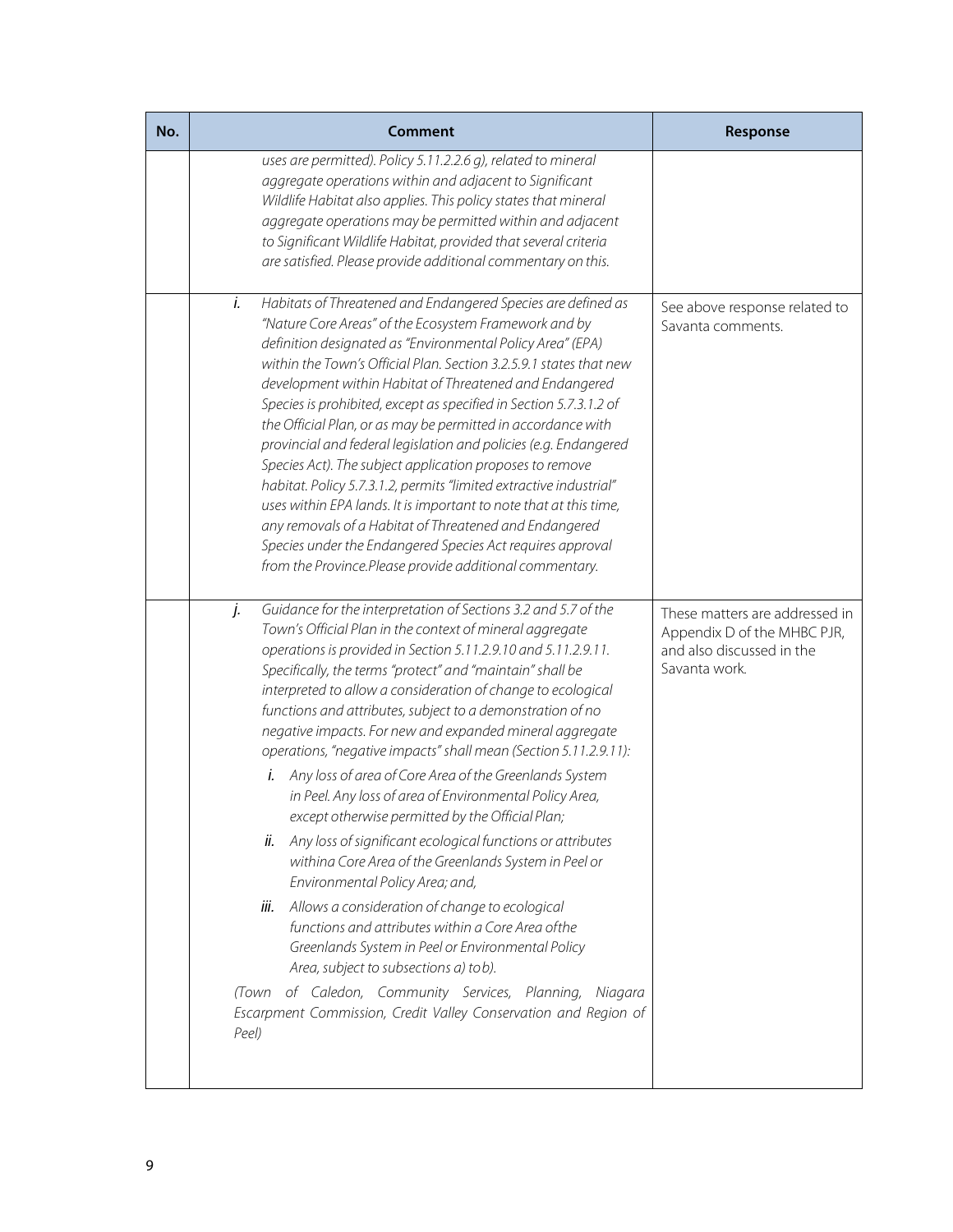| No. | Comment | Response |
|---|---|---|
| | *uses are permitted). Policy 5.11.2.2.6 g), related to mineral aggregate operations within and adjacent to Significant Wildlife Habitat also applies. This policy states that mineral aggregate operations may be permitted within and adjacent to Significant Wildlife Habitat, provided that several criteria are satisfied. Please provide additional commentary on this.* | |
| | *i. Habitats of Threatened and Endangered Species are defined as "Nature Core Areas" of the Ecosystem Framework and by definition designated as "Environmental Policy Area" (EPA) within the Town's Official Plan. Section 3.2.5.9.1 states that new development within Habitat of Threatened and Endangered Species is prohibited, except as specified in Section 5.7.3.1.2 of the Official Plan, or as may be permitted in accordance with provincial and federal legislation and policies (e.g. Endangered Species Act). The subject application proposes to remove habitat. Policy 5.7.3.1.2, permits "limited extractive industrial" uses within EPA lands. It is important to note that at this time, any removals of a Habitat of Threatened and Endangered Species under the Endangered Species Act requires approval from the Province.Please provide additional commentary.* | See above response related to Savanta comments. |
| | *j. Guidance for the interpretation of Sections 3.2 and 5.7 of the Town's Official Plan in the context of mineral aggregate operations is provided in Section 5.11.2.9.10 and 5.11.2.9.11. Specifically, the terms "protect" and "maintain" shall be interpreted to allow a consideration of change to ecological functions and attributes, subject to a demonstration of no negative impacts. For new and expanded mineral aggregate operations, "negative impacts" shall mean (Section 5.11.2.9.11):*<br>*i. Any loss of area of Core Area of the Greenlands System in Peel. Any loss of area of Environmental Policy Area, except otherwise permitted by the Official Plan;*<br>*ii. Any loss of significant ecological functions or attributes withina Core Area of the Greenlands System in Peel or Environmental Policy Area; and,*<br>*iii. Allows a consideration of change to ecological functions and attributes within a Core Area ofthe Greenlands System in Peel or Environmental Policy Area, subject to subsections a) tob).*<br>*(Town of Caledon, Community Services, Planning, Niagara Escarpment Commission, Credit Valley Conservation and Region of Peel)* | These matters are addressed in Appendix D of the MHBC PJR, and also discussed in the Savanta work. |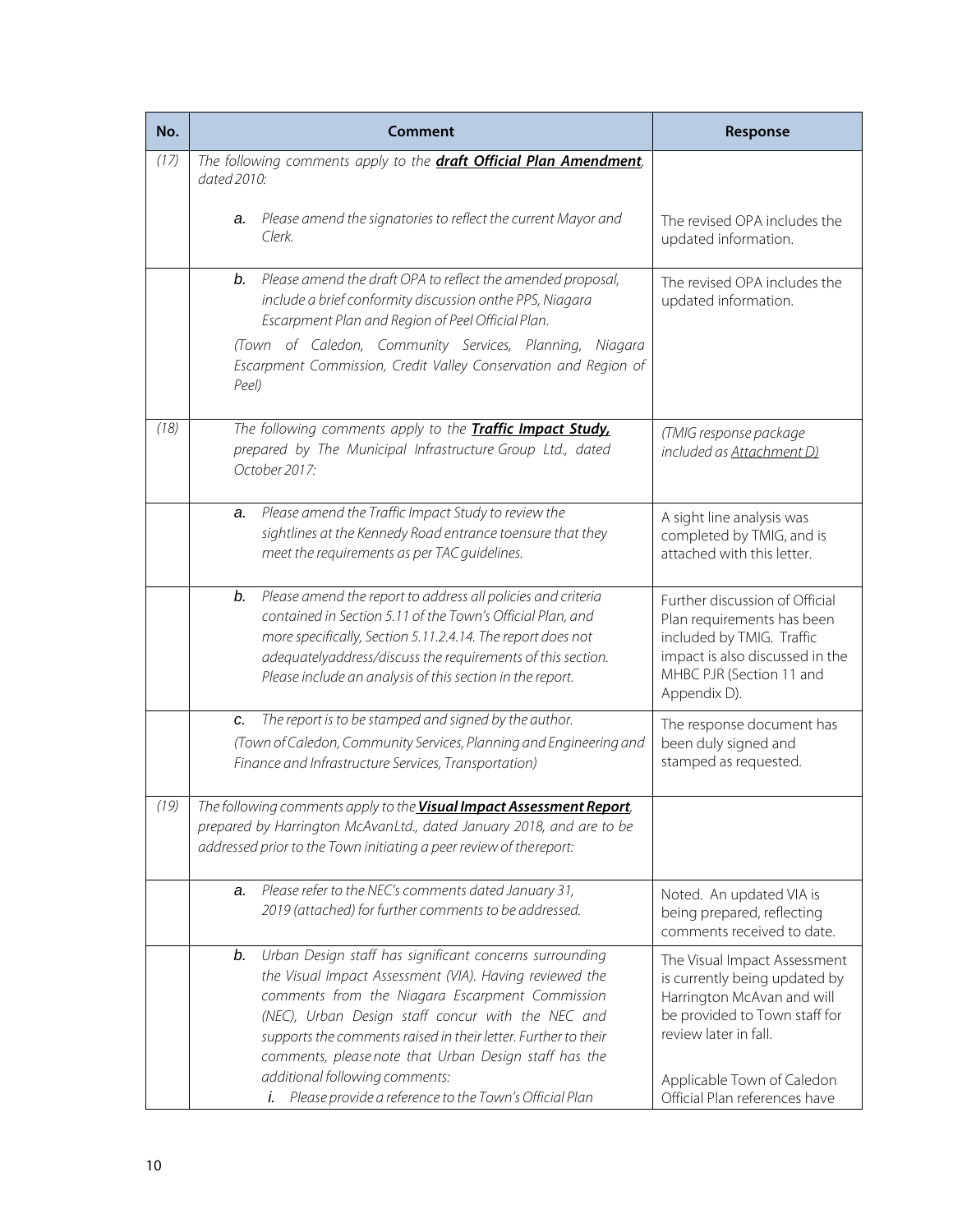| No. | Comment | Response |
|---|---|---|
| (17) | *The following comments apply to the* ***draft Official Plan Amendment****, dated 2010:* | |
| | *a. Please amend the signatories to reflect the current Mayor and Clerk.* | The revised OPA includes the updated information. |
| | *b. Please amend the draft OPA to reflect the amended proposal, include a brief conformity discussion onthe PPS, Niagara Escarpment Plan and Region of Peel Official Plan.* <br> *(Town of Caledon, Community Services, Planning, Niagara Escarpment Commission, Credit Valley Conservation and Region of Peel)* | The revised OPA includes the updated information. |
| (18) | *The following comments apply to the* ***Traffic Impact Study,*** *prepared by The Municipal Infrastructure Group Ltd., dated October 2017:* | *(TMIG response package included as Attachment D)* |
| | *a. Please amend the Traffic Impact Study to review the sightlines at the Kennedy Road entrance toensure that they meet the requirements as per TAC guidelines.* | A sight line analysis was completed by TMIG, and is attached with this letter. |
| | *b. Please amend the report to address all policies and criteria contained in Section 5.11 of the Town's Official Plan, and more specifically, Section 5.11.2.4.14. The report does not adequatelyaddress/discuss the requirements of this section. Please include an analysis of this section in the report.* | Further discussion of Official Plan requirements has been included by TMIG. Traffic impact is also discussed in the MHBC PJR (Section 11 and Appendix D). |
| | *c. The report is to be stamped and signed by the author.* <br> *(Town of Caledon, Community Services, Planning and Engineering and Finance and Infrastructure Services, Transportation)* | The response document has been duly signed and stamped as requested. |
| (19) | *The following comments apply to the* ***Visual Impact Assessment Report****, prepared by Harrington McAvanLtd., dated January 2018, and are to be addressed prior to the Town initiating a peer review of thereport:* | |
| | *a. Please refer to the NEC's comments dated January 31, 2019 (attached) for further comments to be addressed.* | Noted. An updated VIA is being prepared, reflecting comments received to date. |
| | *b. Urban Design staff has significant concerns surrounding the Visual Impact Assessment (VIA). Having reviewed the comments from the Niagara Escarpment Commission (NEC), Urban Design staff concur with the NEC and supports the comments raised in their letter. Further to their comments, please note that Urban Design staff has the additional following comments:* <br> *i. Please provide a reference to the Town's Official Plan* | The Visual Impact Assessment is currently being updated by Harrington McAvan and will be provided to Town staff for review later in fall. <br><br> Applicable Town of Caledon Official Plan references have |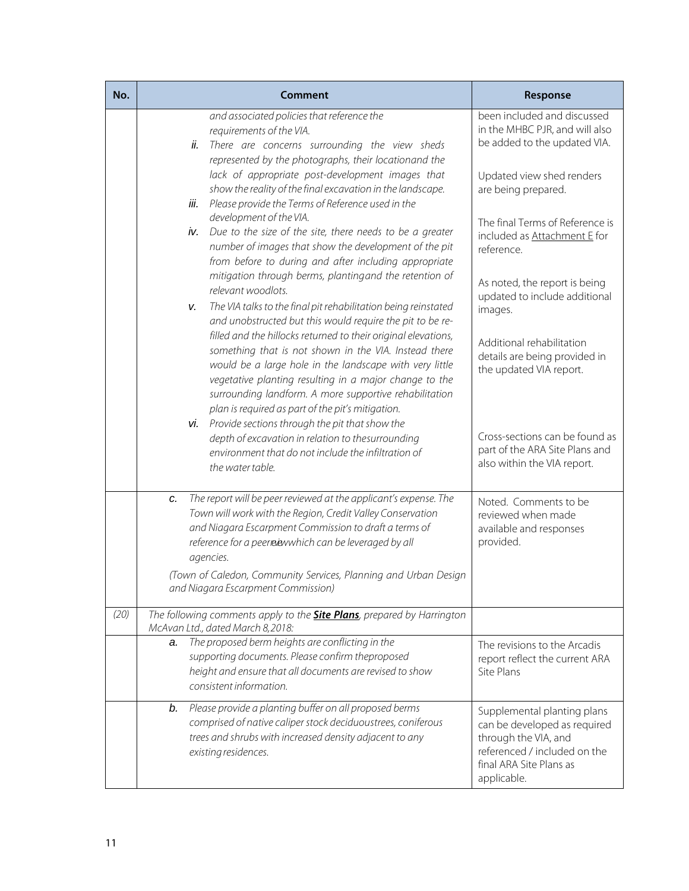| No. | Comment | Response |
|---|---|---|
| | *and associated policies that reference the requirements of the VIA.*<br>*ii.* *There are concerns surrounding the view sheds represented by the photographs, their locationand the lack of appropriate post-development images that show the reality of the final excavation in the landscape.*<br>*iii.* *Please provide the Terms of Reference used in the development of the VIA.*<br>*iv.* *Due to the size of the site, there needs to be a greater number of images that show the development of the pit from before to during and after including appropriate mitigation through berms, plantingand the retention of relevant woodlots.*<br>*v.* *The VIA talks to the final pit rehabilitation being reinstated and unobstructed but this would require the pit to be re-filled and the hillocks returned to their original elevations, something that is not shown in the VIA. Instead there would be a large hole in the landscape with very little vegetative planting resulting in a major change to the surrounding landform. A more supportive rehabilitation plan is required as part of the pit's mitigation.*<br>*vi.* *Provide sections through the pit that show the depth of excavation in relation to thesurrounding environment that do not include the infiltration of the water table.* | been included and discussed in the MHBC PJR, and will also be added to the updated VIA.<br><br>Updated view shed renders are being prepared.<br><br>The final Terms of Reference is included as Attachment E for reference.<br><br>As noted, the report is being updated to include additional images.<br><br>Additional rehabilitation details are being provided in the updated VIA report.<br><br>Cross-sections can be found as part of the ARA Site Plans and also within the VIA report. |
| | *c.* *The report will be peer reviewed at the applicant's expense. The Town will work with the Region, Credit Valley Conservation and Niagara Escarpment Commission to draft a terms of reference for a peer review which can be leveraged by all agencies.*<br><br>*(Town of Caledon, Community Services, Planning and Urban Design and Niagara Escarpment Commission)* | Noted. Comments to be reviewed when made available and responses provided. |
| *(20)* | *The following comments apply to the* ***Site Plans****, prepared by Harrington McAvan Ltd., dated March 8,2018:* | |
| | *a.* *The proposed berm heights are conflicting in the supporting documents. Please confirm theproposed height and ensure that all documents are revised to show consistent information.* | The revisions to the Arcadis report reflect the current ARA Site Plans |
| | *b.* *Please provide a planting buffer on all proposed berms comprised of native caliper stock deciduoustrees, coniferous trees and shrubs with increased density adjacent to any existing residences.* | Supplemental planting plans can be developed as required through the VIA, and referenced / included on the final ARA Site Plans as applicable. |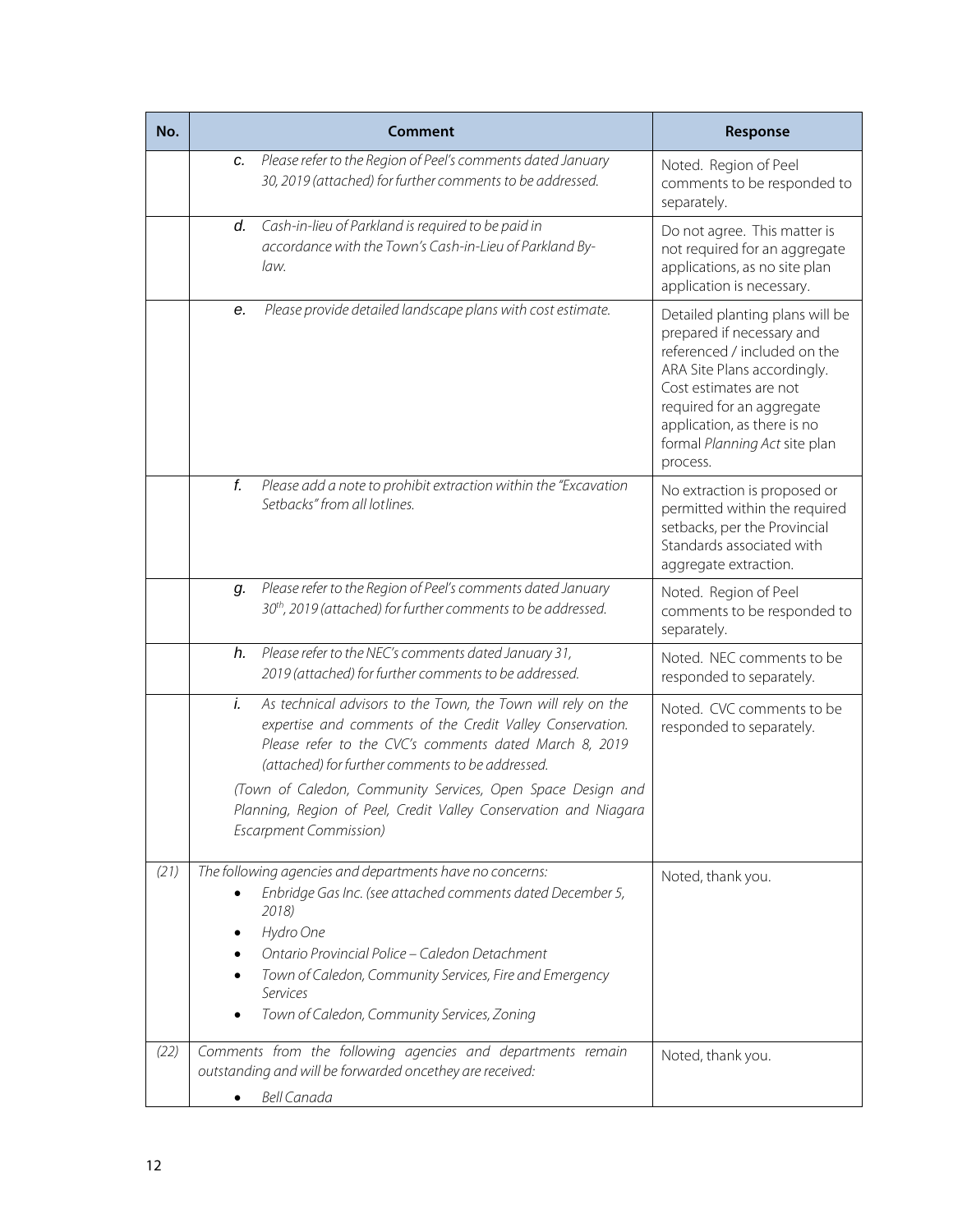| No. | Comment | Response |
|---|---|---|
| | c. *Please refer to the Region of Peel's comments dated January 30, 2019 (attached) for further comments to be addressed.* | Noted. Region of Peel comments to be responded to separately. |
| | d. *Cash-in-lieu of Parkland is required to be paid in accordance with the Town's Cash-in-Lieu of Parkland By-law.* | Do not agree. This matter is not required for an aggregate applications, as no site plan application is necessary. |
| | e. *Please provide detailed landscape plans with cost estimate.* | Detailed planting plans will be prepared if necessary and referenced / included on the ARA Site Plans accordingly. Cost estimates are not required for an aggregate application, as there is no formal *Planning Act* site plan process. |
| | f. *Please add a note to prohibit extraction within the "Excavation Setbacks" from all lotlines.* | No extraction is proposed or permitted within the required setbacks, per the Provincial Standards associated with aggregate extraction. |
| | g. *Please refer to the Region of Peel's comments dated January 30th, 2019 (attached) for further comments to be addressed.* | Noted. Region of Peel comments to be responded to separately. |
| | h. *Please refer to the NEC's comments dated January 31, 2019 (attached) for further comments to be addressed.* | Noted. NEC comments to be responded to separately. |
| | i. *As technical advisors to the Town, the Town will rely on the expertise and comments of the Credit Valley Conservation. Please refer to the CVC's comments dated March 8, 2019 (attached) for further comments to be addressed.* <br><br> *(Town of Caledon, Community Services, Open Space Design and Planning, Region of Peel, Credit Valley Conservation and Niagara Escarpment Commission)* | Noted. CVC comments to be responded to separately. |
| *(21)* | *The following agencies and departments have no concerns:* <br>• *Enbridge Gas Inc. (see attached comments dated December 5, 2018)* <br>• *Hydro One* <br>• *Ontario Provincial Police – Caledon Detachment* <br>• *Town of Caledon, Community Services, Fire and Emergency Services* <br>• *Town of Caledon, Community Services, Zoning* | Noted, thank you. |
| *(22)* | *Comments from the following agencies and departments remain outstanding and will be forwarded oncethey are received:* <br>• *Bell Canada* | Noted, thank you. |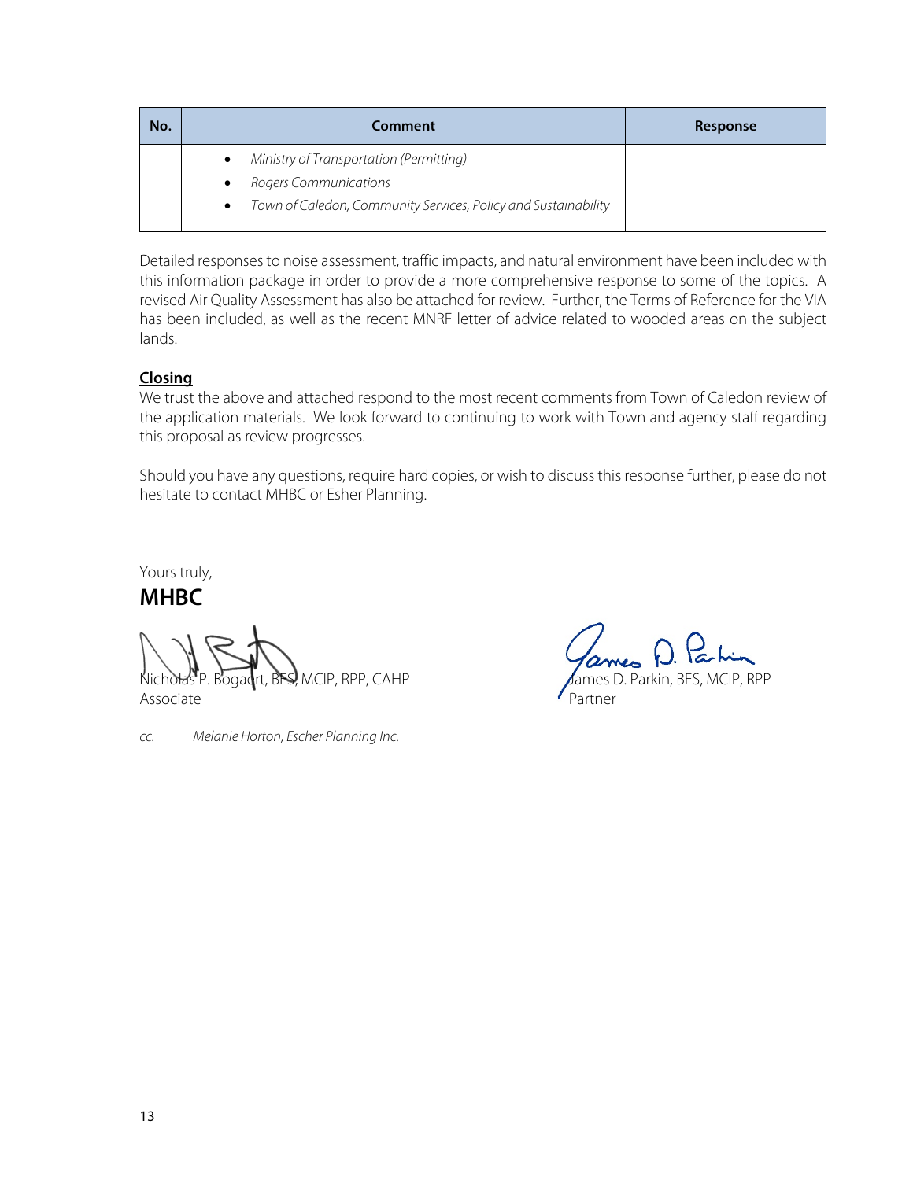| No. | Comment | Response |
|---|---|---|
| | • *Ministry of Transportation (Permitting)*<br>• *Rogers Communications*<br>• *Town of Caledon, Community Services, Policy and Sustainability* | |

Detailed responses to noise assessment, traffic impacts, and natural environment have been included with this information package in order to provide a more comprehensive response to some of the topics. A revised Air Quality Assessment has also be attached for review. Further, the Terms of Reference for the VIA has been included, as well as the recent MNRF letter of advice related to wooded areas on the subject lands.

**Closing**

We trust the above and attached respond to the most recent comments from Town of Caledon review of the application materials. We look forward to continuing to work with Town and agency staff regarding this proposal as review progresses.

Should you have any questions, require hard copies, or wish to discuss this response further, please do not hesitate to contact MHBC or Esher Planning.

Yours truly,

**MHBC**

Nicholas P. Bogaert, BES, MCIP, RPP, CAHP
Associate

James D. Parkin, BES, MCIP, RPP
Partner

*cc. Melanie Horton, Escher Planning Inc.*